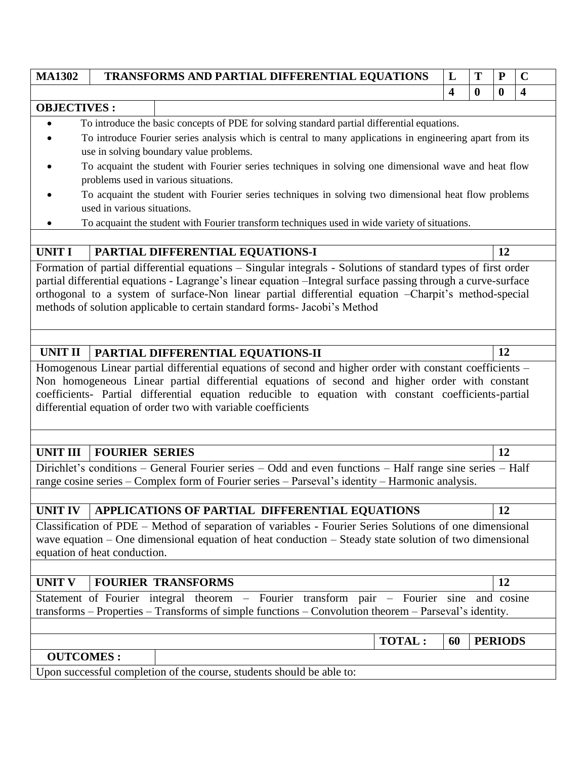| MA1302 | TRANSFORMS AND PARTIAL DIFFERENTIAL EQUATIONS | L | T | P | C |
|---|---|---|---|---|---|
| | | 4 | 0 | 0 | 4 |

**OBJECTIVES :**

- To introduce the basic concepts of PDE for solving standard partial differential equations.
- To introduce Fourier series analysis which is central to many applications in engineering apart from its use in solving boundary value problems.
- To acquaint the student with Fourier series techniques in solving one dimensional wave and heat flow problems used in various situations.
- To acquaint the student with Fourier series techniques in solving two dimensional heat flow problems used in various situations.
- To acquaint the student with Fourier transform techniques used in wide variety of situations.

| UNIT I | PARTIAL DIFFERENTIAL EQUATIONS-I | 12 |
|---|---|---|

Formation of partial differential equations – Singular integrals - Solutions of standard types of first order partial differential equations - Lagrange's linear equation –Integral surface passing through a curve-surface orthogonal to a system of surface-Non linear partial differential equation –Charpit's method-special methods of solution applicable to certain standard forms- Jacobi's Method

| UNIT II | PARTIAL DIFFERENTIAL EQUATIONS-II | 12 |
|---|---|---|

Homogenous Linear partial differential equations of second and higher order with constant coefficients – Non homogeneous Linear partial differential equations of second and higher order with constant coefficients- Partial differential equation reducible to equation with constant coefficients-partial differential equation of order two with variable coefficients

| UNIT III | FOURIER SERIES | 12 |
|---|---|---|

Dirichlet's conditions – General Fourier series – Odd and even functions – Half range sine series – Half range cosine series – Complex form of Fourier series – Parseval's identity – Harmonic analysis.

| UNIT IV | APPLICATIONS OF PARTIAL DIFFERENTIAL EQUATIONS | 12 |
|---|---|---|

Classification of PDE – Method of separation of variables - Fourier Series Solutions of one dimensional wave equation – One dimensional equation of heat conduction – Steady state solution of two dimensional equation of heat conduction.

| UNIT V | FOURIER TRANSFORMS | 12 |
|---|---|---|

Statement of Fourier integral theorem – Fourier transform pair – Fourier sine and cosine transforms – Properties – Transforms of simple functions – Convolution theorem – Parseval's identity.

| | TOTAL : | 60 | PERIODS |
|---|---|---|---|

**OUTCOMES :**

Upon successful completion of the course, students should be able to: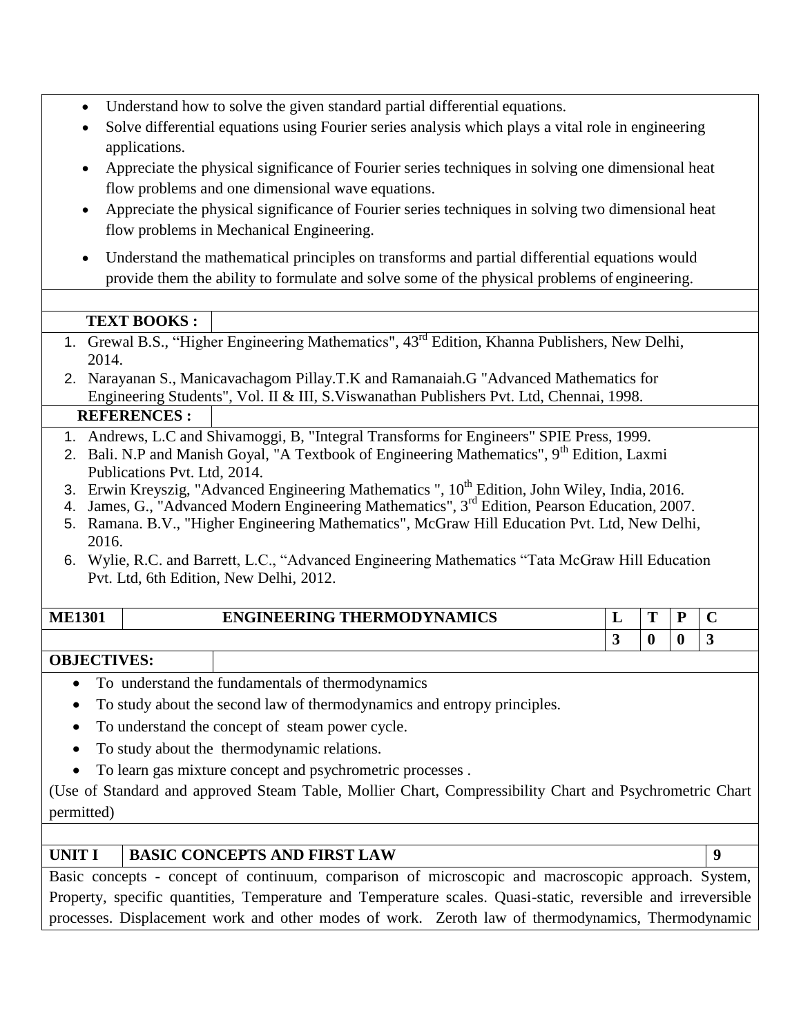- Understand how to solve the given standard partial differential equations.
- Solve differential equations using Fourier series analysis which plays a vital role in engineering applications.
- Appreciate the physical significance of Fourier series techniques in solving one dimensional heat flow problems and one dimensional wave equations.
- Appreciate the physical significance of Fourier series techniques in solving two dimensional heat flow problems in Mechanical Engineering.
- Understand the mathematical principles on transforms and partial differential equations would provide them the ability to formulate and solve some of the physical problems of engineering.

**TEXT BOOKS :**

1. Grewal B.S., "Higher Engineering Mathematics", 43rd Edition, Khanna Publishers, New Delhi, 2014.
2. Narayanan S., Manicavachagom Pillay.T.K and Ramanaiah.G "Advanced Mathematics for Engineering Students", Vol. II & III, S.Viswanathan Publishers Pvt. Ltd, Chennai, 1998.

**REFERENCES :**

1. Andrews, L.C and Shivamoggi, B, "Integral Transforms for Engineers" SPIE Press, 1999.
2. Bali. N.P and Manish Goyal, "A Textbook of Engineering Mathematics", 9th Edition, Laxmi Publications Pvt. Ltd, 2014.
3. Erwin Kreyszig, "Advanced Engineering Mathematics ", 10th Edition, John Wiley, India, 2016.
4. James, G., "Advanced Modern Engineering Mathematics", 3rd Edition, Pearson Education, 2007.
5. Ramana. B.V., "Higher Engineering Mathematics", McGraw Hill Education Pvt. Ltd, New Delhi, 2016.
6. Wylie, R.C. and Barrett, L.C., "Advanced Engineering Mathematics "Tata McGraw Hill Education Pvt. Ltd, 6th Edition, New Delhi, 2012.

| ME1301 | ENGINEERING THERMODYNAMICS | L | T | P | C |
|---|---|---|---|---|---|
| | | 3 | 0 | 0 | 3 |

**OBJECTIVES:**

- To understand the fundamentals of thermodynamics
- To study about the second law of thermodynamics and entropy principles.
- To understand the concept of steam power cycle.
- To study about the thermodynamic relations.
- To learn gas mixture concept and psychrometric processes .

(Use of Standard and approved Steam Table, Mollier Chart, Compressibility Chart and Psychrometric Chart permitted)

| UNIT I | BASIC CONCEPTS AND FIRST LAW | 9 |
|---|---|---|

Basic concepts - concept of continuum, comparison of microscopic and macroscopic approach. System, Property, specific quantities, Temperature and Temperature scales. Quasi-static, reversible and irreversible processes. Displacement work and other modes of work. Zeroth law of thermodynamics, Thermodynamic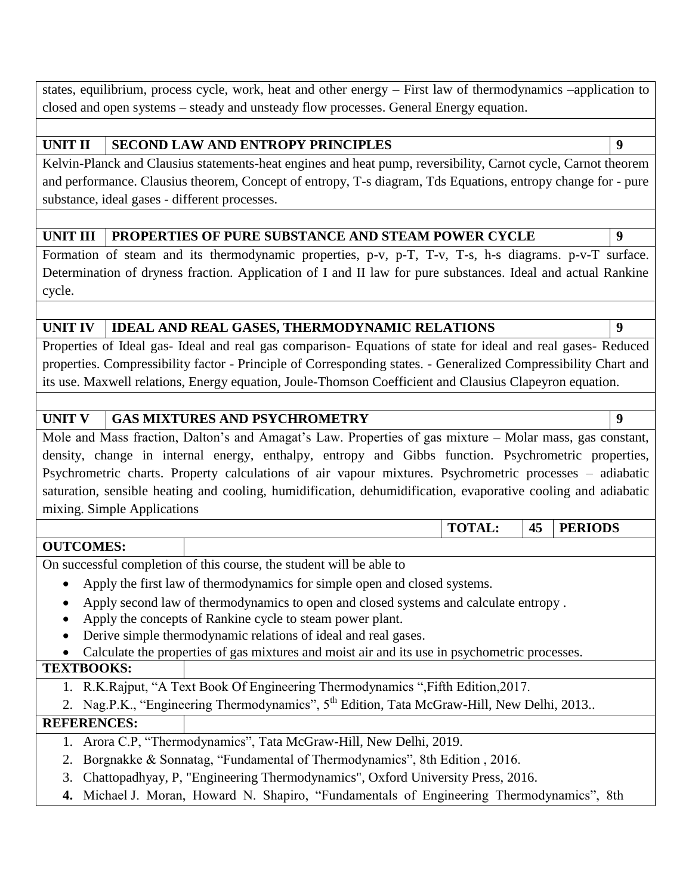states, equilibrium, process cycle, work, heat and other energy – First law of thermodynamics –application to closed and open systems – steady and unsteady flow processes. General Energy equation.

| UNIT II | SECOND LAW AND ENTROPY PRINCIPLES | 9 |
|---|---|---|

Kelvin-Planck and Clausius statements-heat engines and heat pump, reversibility, Carnot cycle, Carnot theorem and performance. Clausius theorem, Concept of entropy, T-s diagram, Tds Equations, entropy change for - pure substance, ideal gases - different processes.

| UNIT III | PROPERTIES OF PURE SUBSTANCE AND STEAM POWER CYCLE | 9 |
|---|---|---|

Formation of steam and its thermodynamic properties, p-v, p-T, T-v, T-s, h-s diagrams. p-v-T surface. Determination of dryness fraction. Application of I and II law for pure substances. Ideal and actual Rankine cycle.

| UNIT IV | IDEAL AND REAL GASES, THERMODYNAMIC RELATIONS | 9 |
|---|---|---|

Properties of Ideal gas- Ideal and real gas comparison- Equations of state for ideal and real gases- Reduced properties. Compressibility factor - Principle of Corresponding states. - Generalized Compressibility Chart and its use. Maxwell relations, Energy equation, Joule-Thomson Coefficient and Clausius Clapeyron equation.

| UNIT V | GAS MIXTURES AND PSYCHROMETRY | 9 |
|---|---|---|

Mole and Mass fraction, Dalton's and Amagat's Law. Properties of gas mixture – Molar mass, gas constant, density, change in internal energy, enthalpy, entropy and Gibbs function. Psychrometric properties, Psychrometric charts. Property calculations of air vapour mixtures. Psychrometric processes – adiabatic saturation, sensible heating and cooling, humidification, dehumidification, evaporative cooling and adiabatic mixing. Simple Applications

| | TOTAL: | 45 | PERIODS |
|---|---|---|---|

**OUTCOMES:**

On successful completion of this course, the student will be able to

- Apply the first law of thermodynamics for simple open and closed systems.
- Apply second law of thermodynamics to open and closed systems and calculate entropy .
- Apply the concepts of Rankine cycle to steam power plant.
- Derive simple thermodynamic relations of ideal and real gases.
- Calculate the properties of gas mixtures and moist air and its use in psychometric processes.

**TEXTBOOKS:**

1. R.K.Rajput, "A Text Book Of Engineering Thermodynamics ",Fifth Edition,2017.
2. Nag.P.K., "Engineering Thermodynamics", 5th Edition, Tata McGraw-Hill, New Delhi, 2013..

**REFERENCES:**

1. Arora C.P, "Thermodynamics", Tata McGraw-Hill, New Delhi, 2019.
2. Borgnakke & Sonnatag, "Fundamental of Thermodynamics", 8th Edition , 2016.
3. Chattopadhyay, P, "Engineering Thermodynamics", Oxford University Press, 2016.
4. Michael J. Moran, Howard N. Shapiro, "Fundamentals of Engineering Thermodynamics", 8th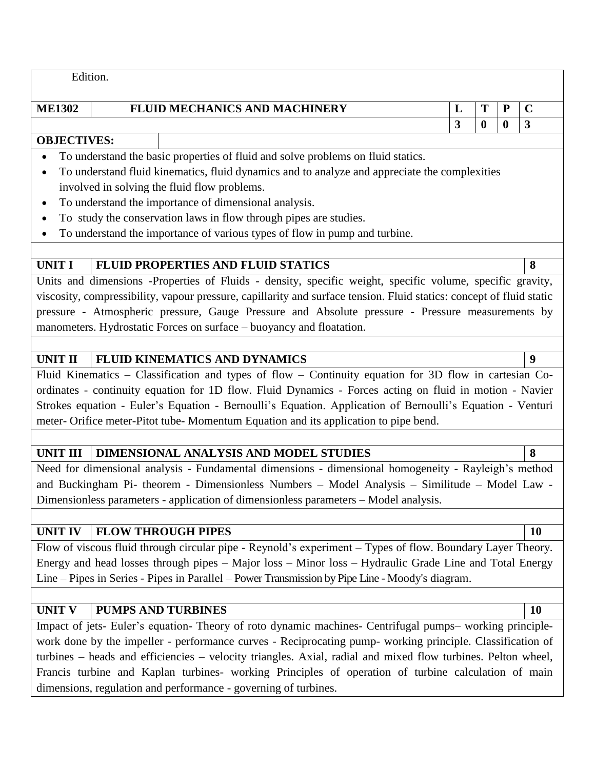Edition.

| ME1302 | FLUID MECHANICS AND MACHINERY | L | T | P | C |
|---|---|---|---|---|---|
| | | 3 | 0 | 0 | 3 |

**OBJECTIVES:**

- To understand the basic properties of fluid and solve problems on fluid statics.
- To understand fluid kinematics, fluid dynamics and to analyze and appreciate the complexities involved in solving the fluid flow problems.
- To understand the importance of dimensional analysis.
- To study the conservation laws in flow through pipes are studies.
- To understand the importance of various types of flow in pump and turbine.

| UNIT I | FLUID PROPERTIES AND FLUID STATICS | 8 |
|---|---|---|

Units and dimensions -Properties of Fluids - density, specific weight, specific volume, specific gravity, viscosity, compressibility, vapour pressure, capillarity and surface tension. Fluid statics: concept of fluid static pressure - Atmospheric pressure, Gauge Pressure and Absolute pressure - Pressure measurements by manometers. Hydrostatic Forces on surface – buoyancy and floatation.

| UNIT II | FLUID KINEMATICS AND DYNAMICS | 9 |
|---|---|---|

Fluid Kinematics – Classification and types of flow – Continuity equation for 3D flow in cartesian Co-ordinates - continuity equation for 1D flow. Fluid Dynamics - Forces acting on fluid in motion - Navier Strokes equation - Euler's Equation - Bernoulli's Equation. Application of Bernoulli's Equation - Venturi meter- Orifice meter-Pitot tube- Momentum Equation and its application to pipe bend.

| UNIT III | DIMENSIONAL ANALYSIS AND MODEL STUDIES | 8 |
|---|---|---|

Need for dimensional analysis - Fundamental dimensions - dimensional homogeneity - Rayleigh's method and Buckingham Pi- theorem - Dimensionless Numbers – Model Analysis – Similitude – Model Law - Dimensionless parameters - application of dimensionless parameters – Model analysis.

| UNIT IV | FLOW THROUGH PIPES | 10 |
|---|---|---|

Flow of viscous fluid through circular pipe - Reynold's experiment – Types of flow. Boundary Layer Theory. Energy and head losses through pipes – Major loss – Minor loss – Hydraulic Grade Line and Total Energy Line – Pipes in Series - Pipes in Parallel – Power Transmission by Pipe Line - Moody's diagram.

| UNIT V | PUMPS AND TURBINES | 10 |
|---|---|---|

Impact of jets- Euler's equation- Theory of roto dynamic machines- Centrifugal pumps– working principle- work done by the impeller - performance curves - Reciprocating pump- working principle. Classification of turbines – heads and efficiencies – velocity triangles. Axial, radial and mixed flow turbines. Pelton wheel, Francis turbine and Kaplan turbines- working Principles of operation of turbine calculation of main dimensions, regulation and performance - governing of turbines.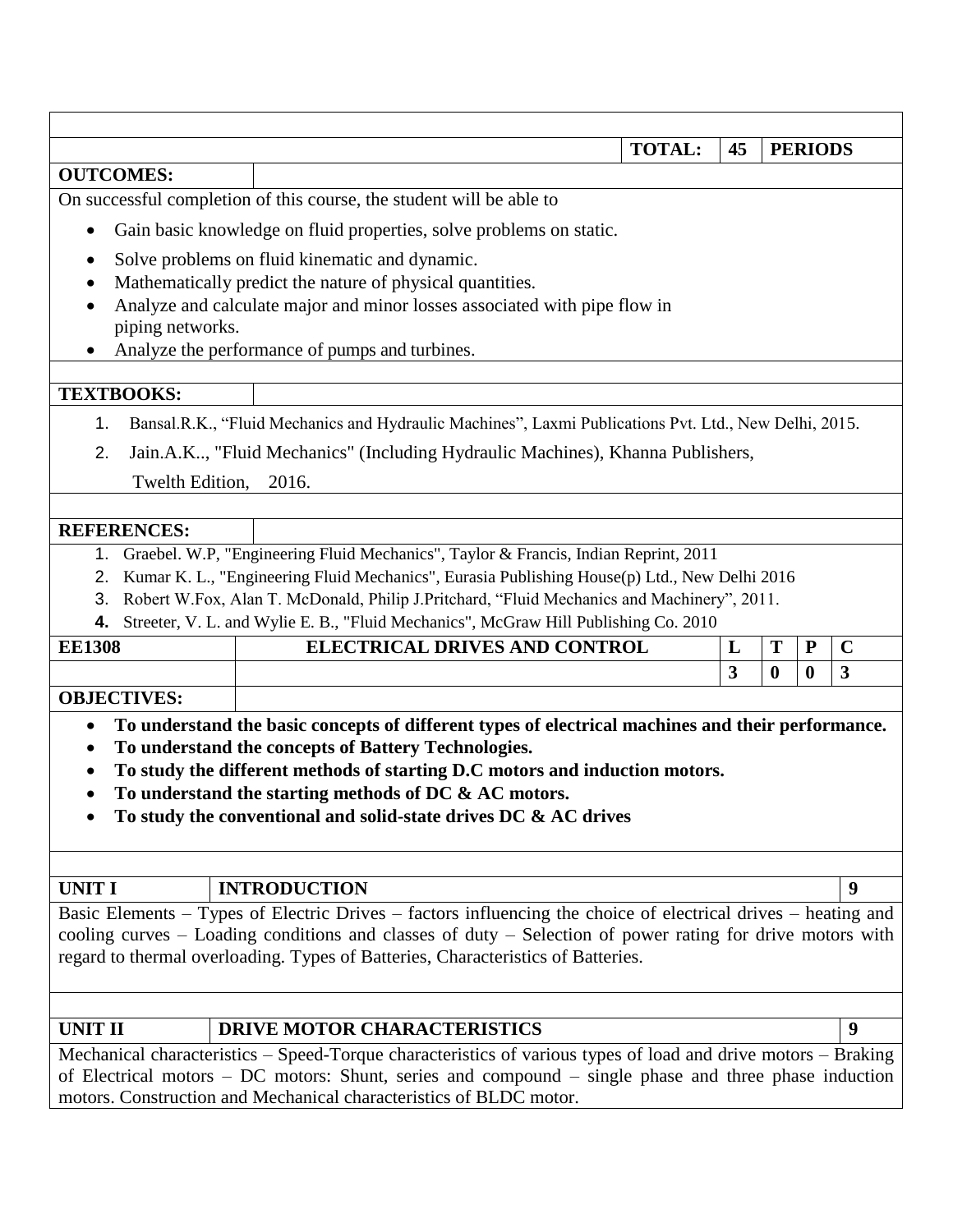| | | TOTAL: | 45 | PERIODS |
|---|---|---|---|---|

**OUTCOMES:**

On successful completion of this course, the student will be able to

- Gain basic knowledge on fluid properties, solve problems on static.
- Solve problems on fluid kinematic and dynamic.
- Mathematically predict the nature of physical quantities.
- Analyze and calculate major and minor losses associated with pipe flow in piping networks.
- Analyze the performance of pumps and turbines.

**TEXTBOOKS:**

1. Bansal.R.K., "Fluid Mechanics and Hydraulic Machines", Laxmi Publications Pvt. Ltd., New Delhi, 2015.
2. Jain.A.K.., "Fluid Mechanics" (Including Hydraulic Machines), Khanna Publishers, Twelth Edition, 2016.

**REFERENCES:**

1. Graebel. W.P, "Engineering Fluid Mechanics", Taylor & Francis, Indian Reprint, 2011
2. Kumar K. L., "Engineering Fluid Mechanics", Eurasia Publishing House(p) Ltd., New Delhi 2016
3. Robert W.Fox, Alan T. McDonald, Philip J.Pritchard, "Fluid Mechanics and Machinery", 2011.
4. Streeter, V. L. and Wylie E. B., "Fluid Mechanics", McGraw Hill Publishing Co. 2010

| EE1308 | ELECTRICAL DRIVES AND CONTROL | L | T | P | C |
|---|---|---|---|---|---|
| | | 3 | 0 | 0 | 3 |

**OBJECTIVES:**

- **To understand the basic concepts of different types of electrical machines and their performance.**
- **To understand the concepts of Battery Technologies.**
- **To study the different methods of starting D.C motors and induction motors.**
- **To understand the starting methods of DC & AC motors.**
- **To study the conventional and solid-state drives DC & AC drives**

| UNIT I | INTRODUCTION | 9 |
|---|---|---|

Basic Elements – Types of Electric Drives – factors influencing the choice of electrical drives – heating and cooling curves – Loading conditions and classes of duty – Selection of power rating for drive motors with regard to thermal overloading. Types of Batteries, Characteristics of Batteries.

| UNIT II | DRIVE MOTOR CHARACTERISTICS | 9 |
|---|---|---|

Mechanical characteristics – Speed-Torque characteristics of various types of load and drive motors – Braking of Electrical motors – DC motors: Shunt, series and compound – single phase and three phase induction motors. Construction and Mechanical characteristics of BLDC motor.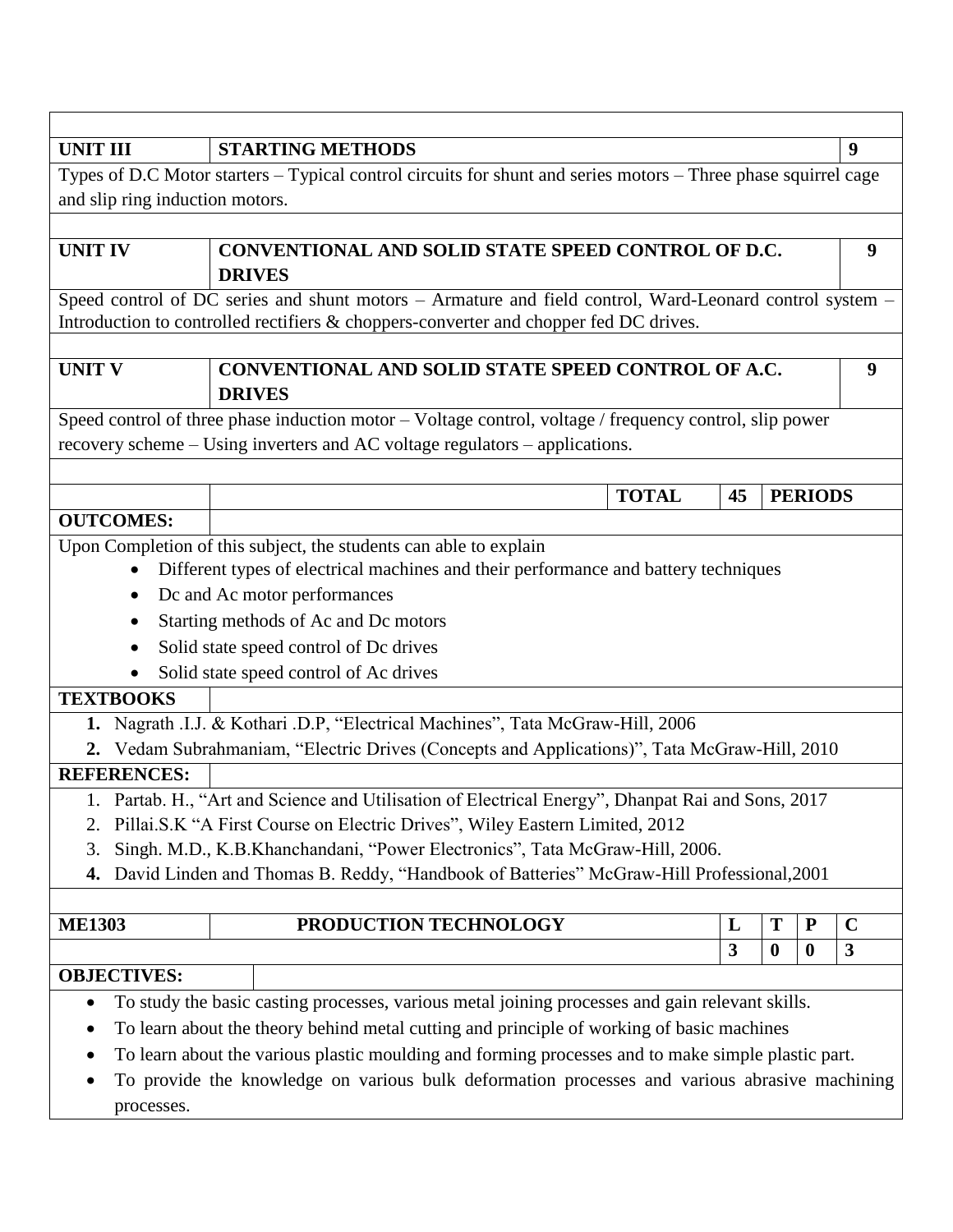| UNIT III | STARTING METHODS | 9 |
|---|---|---|

Types of D.C Motor starters – Typical control circuits for shunt and series motors – Three phase squirrel cage and slip ring induction motors.

| UNIT IV | CONVENTIONAL AND SOLID STATE SPEED CONTROL OF D.C. DRIVES | 9 |
|---|---|---|

Speed control of DC series and shunt motors – Armature and field control, Ward-Leonard control system – Introduction to controlled rectifiers & choppers-converter and chopper fed DC drives.

| UNIT V | CONVENTIONAL AND SOLID STATE SPEED CONTROL OF A.C. DRIVES | 9 |
|---|---|---|

Speed control of three phase induction motor – Voltage control, voltage / frequency control, slip power recovery scheme – Using inverters and AC voltage regulators – applications.

| | | TOTAL | 45 | PERIODS |
|---|---|---|---|---|

**OUTCOMES:**

Upon Completion of this subject, the students can able to explain

- Different types of electrical machines and their performance and battery techniques
- Dc and Ac motor performances
- Starting methods of Ac and Dc motors
- Solid state speed control of Dc drives
- Solid state speed control of Ac drives

**TEXTBOOKS**

1. Nagrath .I.J. & Kothari .D.P, "Electrical Machines", Tata McGraw-Hill, 2006
2. Vedam Subrahmaniam, "Electric Drives (Concepts and Applications)", Tata McGraw-Hill, 2010

**REFERENCES:**

1. Partab. H., "Art and Science and Utilisation of Electrical Energy", Dhanpat Rai and Sons, 2017
2. Pillai.S.K "A First Course on Electric Drives", Wiley Eastern Limited, 2012
3. Singh. M.D., K.B.Khanchandani, "Power Electronics", Tata McGraw-Hill, 2006.
4. David Linden and Thomas B. Reddy, "Handbook of Batteries" McGraw-Hill Professional,2001

| ME1303 | PRODUCTION TECHNOLOGY | L | T | P | C |
|---|---|---|---|---|---|
| | | 3 | 0 | 0 | 3 |

**OBJECTIVES:**

- To study the basic casting processes, various metal joining processes and gain relevant skills.
- To learn about the theory behind metal cutting and principle of working of basic machines
- To learn about the various plastic moulding and forming processes and to make simple plastic part.
- To provide the knowledge on various bulk deformation processes and various abrasive machining processes.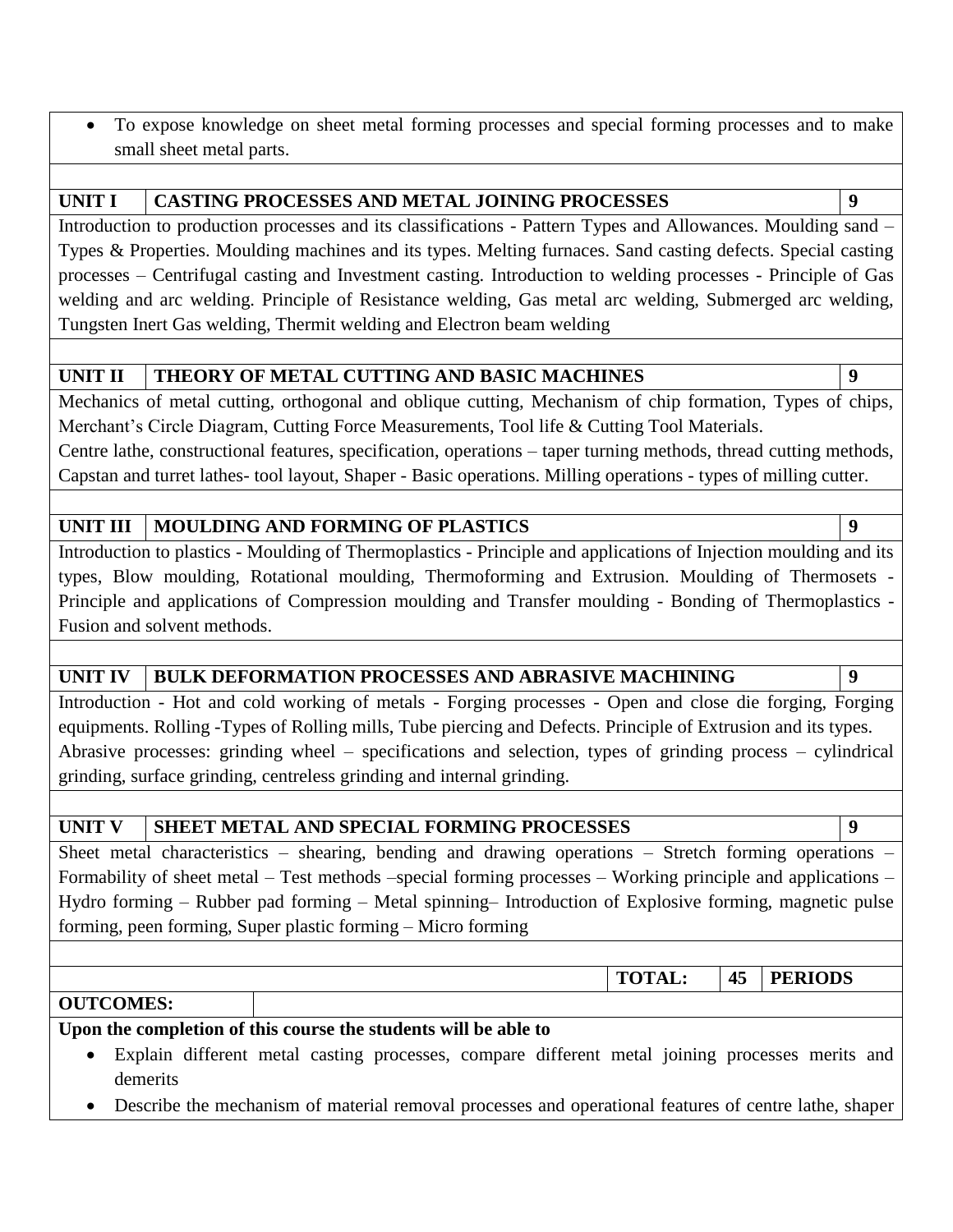- To expose knowledge on sheet metal forming processes and special forming processes and to make small sheet metal parts.

| UNIT I | CASTING PROCESSES AND METAL JOINING PROCESSES | 9 |
|---|---|---|

Introduction to production processes and its classifications - Pattern Types and Allowances. Moulding sand – Types & Properties. Moulding machines and its types. Melting furnaces. Sand casting defects. Special casting processes – Centrifugal casting and Investment casting. Introduction to welding processes - Principle of Gas welding and arc welding. Principle of Resistance welding, Gas metal arc welding, Submerged arc welding, Tungsten Inert Gas welding, Thermit welding and Electron beam welding

| UNIT II | THEORY OF METAL CUTTING AND BASIC MACHINES | 9 |
|---|---|---|

Mechanics of metal cutting, orthogonal and oblique cutting, Mechanism of chip formation, Types of chips, Merchant's Circle Diagram, Cutting Force Measurements, Tool life & Cutting Tool Materials.
Centre lathe, constructional features, specification, operations – taper turning methods, thread cutting methods, Capstan and turret lathes- tool layout, Shaper - Basic operations. Milling operations - types of milling cutter.

| UNIT III | MOULDING AND FORMING OF PLASTICS | 9 |
|---|---|---|

Introduction to plastics - Moulding of Thermoplastics - Principle and applications of Injection moulding and its types, Blow moulding, Rotational moulding, Thermoforming and Extrusion. Moulding of Thermosets - Principle and applications of Compression moulding and Transfer moulding - Bonding of Thermoplastics - Fusion and solvent methods.

| UNIT IV | BULK DEFORMATION PROCESSES AND ABRASIVE MACHINING | 9 |
|---|---|---|

Introduction - Hot and cold working of metals - Forging processes - Open and close die forging, Forging equipments. Rolling -Types of Rolling mills, Tube piercing and Defects. Principle of Extrusion and its types.
Abrasive processes: grinding wheel – specifications and selection, types of grinding process – cylindrical grinding, surface grinding, centreless grinding and internal grinding.

| UNIT V | SHEET METAL AND SPECIAL FORMING PROCESSES | 9 |
|---|---|---|

Sheet metal characteristics – shearing, bending and drawing operations – Stretch forming operations – Formability of sheet metal – Test methods –special forming processes – Working principle and applications – Hydro forming – Rubber pad forming – Metal spinning– Introduction of Explosive forming, magnetic pulse forming, peen forming, Super plastic forming – Micro forming

| | TOTAL: | 45 | PERIODS |
|---|---|---|---|

**OUTCOMES:**

**Upon the completion of this course the students will be able to**

- Explain different metal casting processes, compare different metal joining processes merits and demerits
- Describe the mechanism of material removal processes and operational features of centre lathe, shaper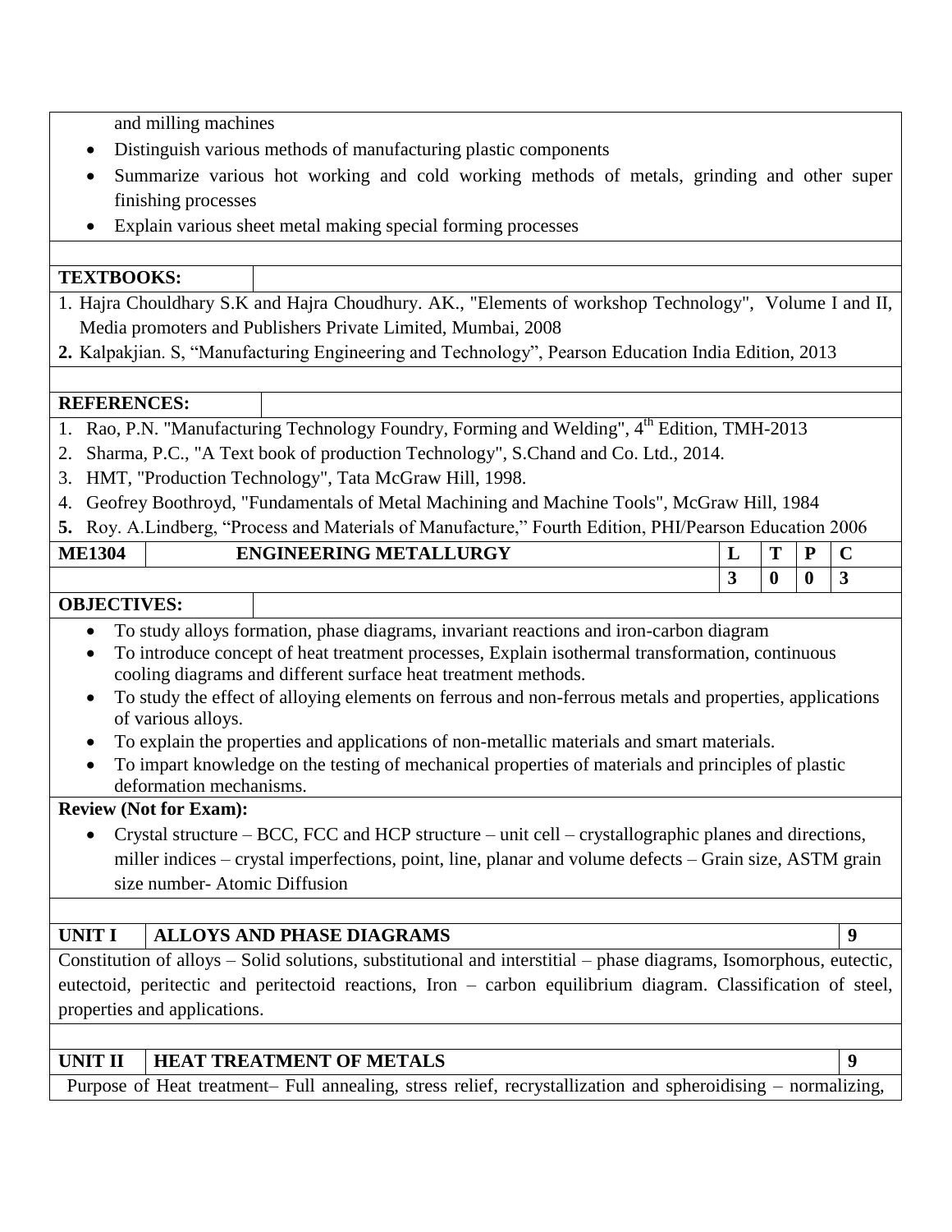and milling machines

- Distinguish various methods of manufacturing plastic components
- Summarize various hot working and cold working methods of metals, grinding and other super finishing processes
- Explain various sheet metal making special forming processes

**TEXTBOOKS:**

1. Hajra Chouldhary S.K and Hajra Choudhury. AK., "Elements of workshop Technology", Volume I and II, Media promoters and Publishers Private Limited, Mumbai, 2008
2. Kalpakjian. S, "Manufacturing Engineering and Technology", Pearson Education India Edition, 2013

**REFERENCES:**

1. Rao, P.N. "Manufacturing Technology Foundry, Forming and Welding", 4th Edition, TMH-2013
2. Sharma, P.C., "A Text book of production Technology", S.Chand and Co. Ltd., 2014.
3. HMT, "Production Technology", Tata McGraw Hill, 1998.
4. Geofrey Boothroyd, "Fundamentals of Metal Machining and Machine Tools", McGraw Hill, 1984
5. Roy. A.Lindberg, "Process and Materials of Manufacture," Fourth Edition, PHI/Pearson Education 2006

| ME1304 | ENGINEERING METALLURGY | L | T | P | C |
|---|---|---|---|---|---|
| | | 3 | 0 | 0 | 3 |

**OBJECTIVES:**

- To study alloys formation, phase diagrams, invariant reactions and iron-carbon diagram
- To introduce concept of heat treatment processes, Explain isothermal transformation, continuous cooling diagrams and different surface heat treatment methods.
- To study the effect of alloying elements on ferrous and non-ferrous metals and properties, applications of various alloys.
- To explain the properties and applications of non-metallic materials and smart materials.
- To impart knowledge on the testing of mechanical properties of materials and principles of plastic deformation mechanisms.

**Review (Not for Exam):**

- Crystal structure – BCC, FCC and HCP structure – unit cell – crystallographic planes and directions, miller indices – crystal imperfections, point, line, planar and volume defects – Grain size, ASTM grain size number- Atomic Diffusion

| UNIT I | ALLOYS AND PHASE DIAGRAMS | 9 |
|---|---|---|

Constitution of alloys – Solid solutions, substitutional and interstitial – phase diagrams, Isomorphous, eutectic, eutectoid, peritectic and peritectoid reactions, Iron – carbon equilibrium diagram. Classification of steel, properties and applications.

| UNIT II | HEAT TREATMENT OF METALS | 9 |
|---|---|---|

Purpose of Heat treatment– Full annealing, stress relief, recrystallization and spheroidising – normalizing,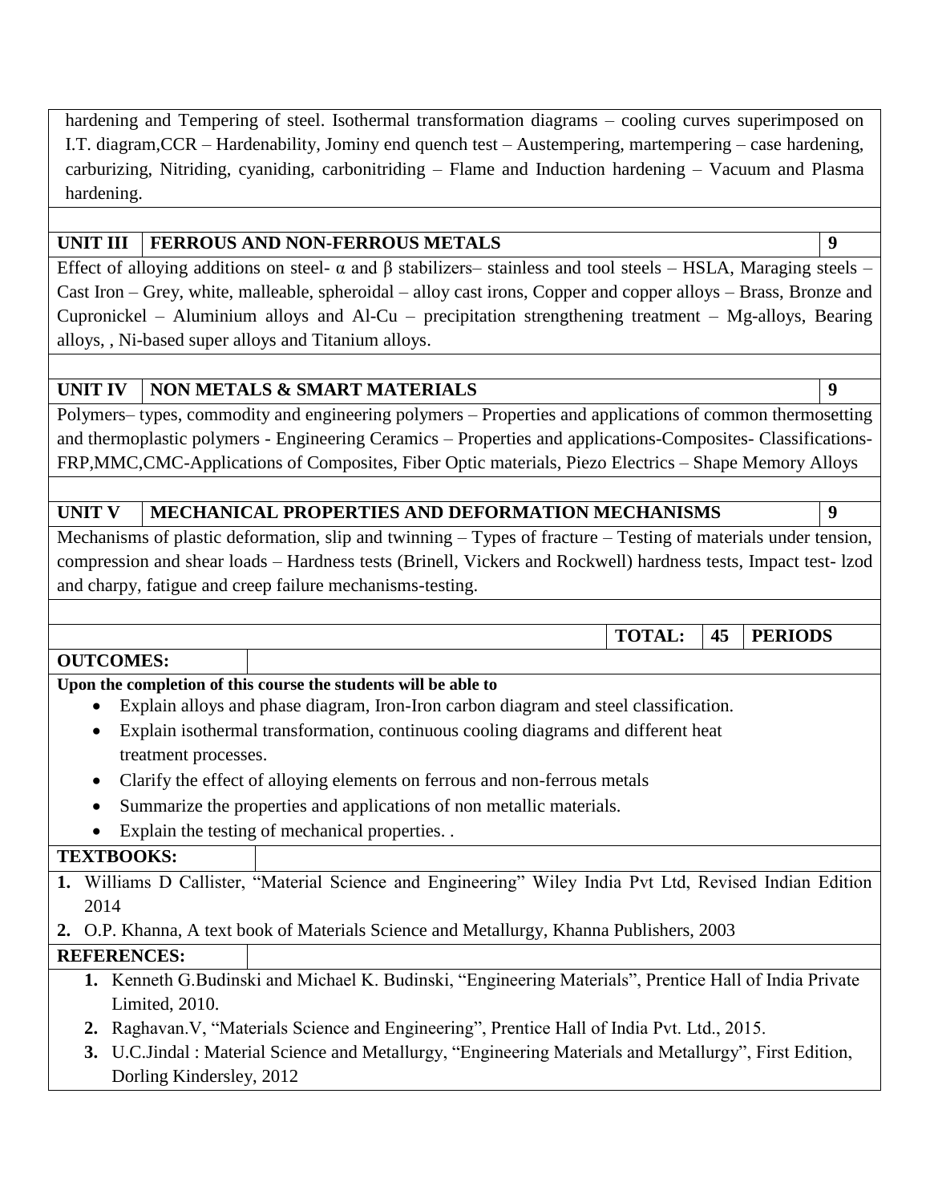hardening and Tempering of steel. Isothermal transformation diagrams – cooling curves superimposed on I.T. diagram,CCR – Hardenability, Jominy end quench test – Austempering, martempering – case hardening, carburizing, Nitriding, cyaniding, carbonitriding – Flame and Induction hardening – Vacuum and Plasma hardening.

| UNIT III | FERROUS AND NON-FERROUS METALS | 9 |
|---|---|---|

Effect of alloying additions on steel- $\alpha$ and $\beta$ stabilizers– stainless and tool steels – HSLA, Maraging steels – Cast Iron – Grey, white, malleable, spheroidal – alloy cast irons, Copper and copper alloys – Brass, Bronze and Cupronickel – Aluminium alloys and Al-Cu – precipitation strengthening treatment – Mg-alloys, Bearing alloys, , Ni-based super alloys and Titanium alloys.

| UNIT IV | NON METALS & SMART MATERIALS | 9 |
|---|---|---|

Polymers– types, commodity and engineering polymers – Properties and applications of common thermosetting and thermoplastic polymers - Engineering Ceramics – Properties and applications-Composites- Classifications-FRP,MMC,CMC-Applications of Composites, Fiber Optic materials, Piezo Electrics – Shape Memory Alloys

| UNIT V | MECHANICAL PROPERTIES AND DEFORMATION MECHANISMS | 9 |
|---|---|---|

Mechanisms of plastic deformation, slip and twinning – Types of fracture – Testing of materials under tension, compression and shear loads – Hardness tests (Brinell, Vickers and Rockwell) hardness tests, Impact test- lzod and charpy, fatigue and creep failure mechanisms-testing.

| | TOTAL: | 45 | PERIODS |
|---|---|---|---|

**OUTCOMES:**

**Upon the completion of this course the students will be able to**

- Explain alloys and phase diagram, Iron-Iron carbon diagram and steel classification.
- Explain isothermal transformation, continuous cooling diagrams and different heat treatment processes.
- Clarify the effect of alloying elements on ferrous and non-ferrous metals
- Summarize the properties and applications of non metallic materials.
- Explain the testing of mechanical properties. .

**TEXTBOOKS:**

1. Williams D Callister, "Material Science and Engineering" Wiley India Pvt Ltd, Revised Indian Edition 2014
2. O.P. Khanna, A text book of Materials Science and Metallurgy, Khanna Publishers, 2003

**REFERENCES:**

1. Kenneth G.Budinski and Michael K. Budinski, "Engineering Materials", Prentice Hall of India Private Limited, 2010.
2. Raghavan.V, "Materials Science and Engineering", Prentice Hall of India Pvt. Ltd., 2015.
3. U.C.Jindal : Material Science and Metallurgy, "Engineering Materials and Metallurgy", First Edition, Dorling Kindersley, 2012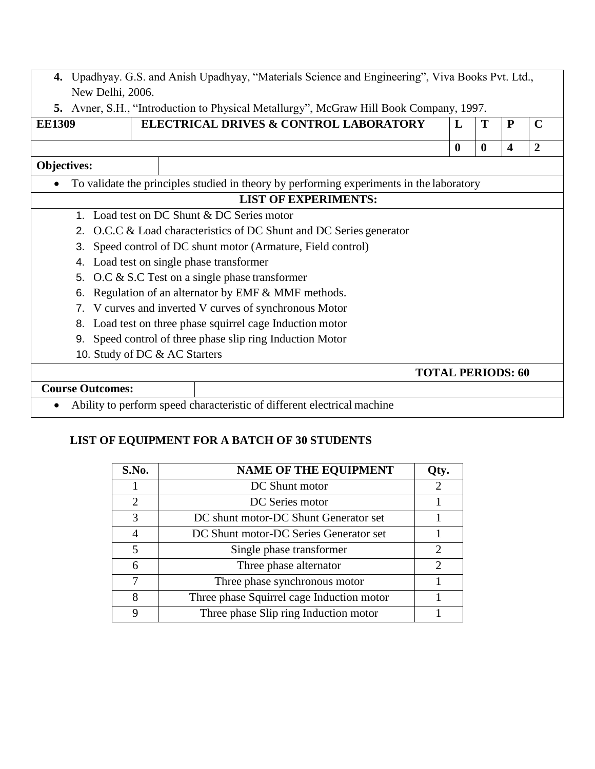4. Upadhyay. G.S. and Anish Upadhyay, "Materials Science and Engineering", Viva Books Pvt. Ltd., New Delhi, 2006.
5. Avner, S.H., "Introduction to Physical Metallurgy", McGraw Hill Book Company, 1997.

| EE1309 | ELECTRICAL DRIVES & CONTROL LABORATORY | L | T | P | C |
|---|---|---|---|---|---|
| | | 0 | 0 | 4 | 2 |

**Objectives:**

- To validate the principles studied in theory by performing experiments in the laboratory

**LIST OF EXPERIMENTS:**

1. Load test on DC Shunt & DC Series motor
2. O.C.C & Load characteristics of DC Shunt and DC Series generator
3. Speed control of DC shunt motor (Armature, Field control)
4. Load test on single phase transformer
5. O.C & S.C Test on a single phase transformer
6. Regulation of an alternator by EMF & MMF methods.
7. V curves and inverted V curves of synchronous Motor
8. Load test on three phase squirrel cage Induction motor
9. Speed control of three phase slip ring Induction Motor
10. Study of DC & AC Starters

**TOTAL PERIODS: 60**

**Course Outcomes:**

- Ability to perform speed characteristic of different electrical machine

**LIST OF EQUIPMENT FOR A BATCH OF 30 STUDENTS**

| S.No. | NAME OF THE EQUIPMENT | Qty. |
|---|---|---|
| 1 | DC Shunt motor | 2 |
| 2 | DC Series motor | 1 |
| 3 | DC shunt motor-DC Shunt Generator set | 1 |
| 4 | DC Shunt motor-DC Series Generator set | 1 |
| 5 | Single phase transformer | 2 |
| 6 | Three phase alternator | 2 |
| 7 | Three phase synchronous motor | 1 |
| 8 | Three phase Squirrel cage Induction motor | 1 |
| 9 | Three phase Slip ring Induction motor | 1 |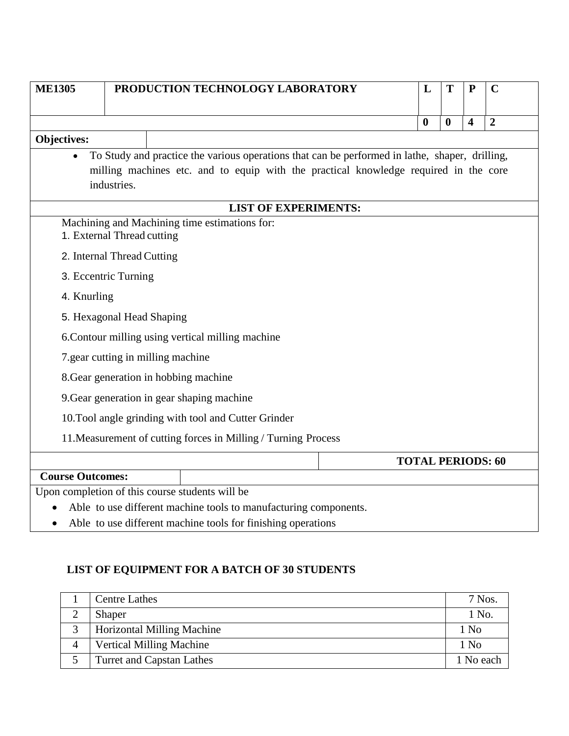| ME1305 | PRODUCTION TECHNOLOGY LABORATORY | L | T | P | C |
|---|---|---|---|---|---|
| | | 0 | 0 | 4 | 2 |

**Objectives:**

- To Study and practice the various operations that can be performed in lathe, shaper, drilling, milling machines etc. and to equip with the practical knowledge required in the core industries.

**LIST OF EXPERIMENTS:**

Machining and Machining time estimations for:

1. External Thread cutting
2. Internal Thread Cutting
3. Eccentric Turning
4. Knurling
5. Hexagonal Head Shaping
6. Contour milling using vertical milling machine
7. gear cutting in milling machine
8. Gear generation in hobbing machine
9. Gear generation in gear shaping machine
10. Tool angle grinding with tool and Cutter Grinder
11. Measurement of cutting forces in Milling / Turning Process

**TOTAL PERIODS: 60**

**Course Outcomes:**

Upon completion of this course students will be

- Able to use different machine tools to manufacturing components.
- Able to use different machine tools for finishing operations

**LIST OF EQUIPMENT FOR A BATCH OF 30 STUDENTS**

| | | |
|---|---|---|
| 1 | Centre Lathes | 7 Nos. |
| 2 | Shaper | 1 No. |
| 3 | Horizontal Milling Machine | 1 No |
| 4 | Vertical Milling Machine | 1 No |
| 5 | Turret and Capstan Lathes | 1 No each |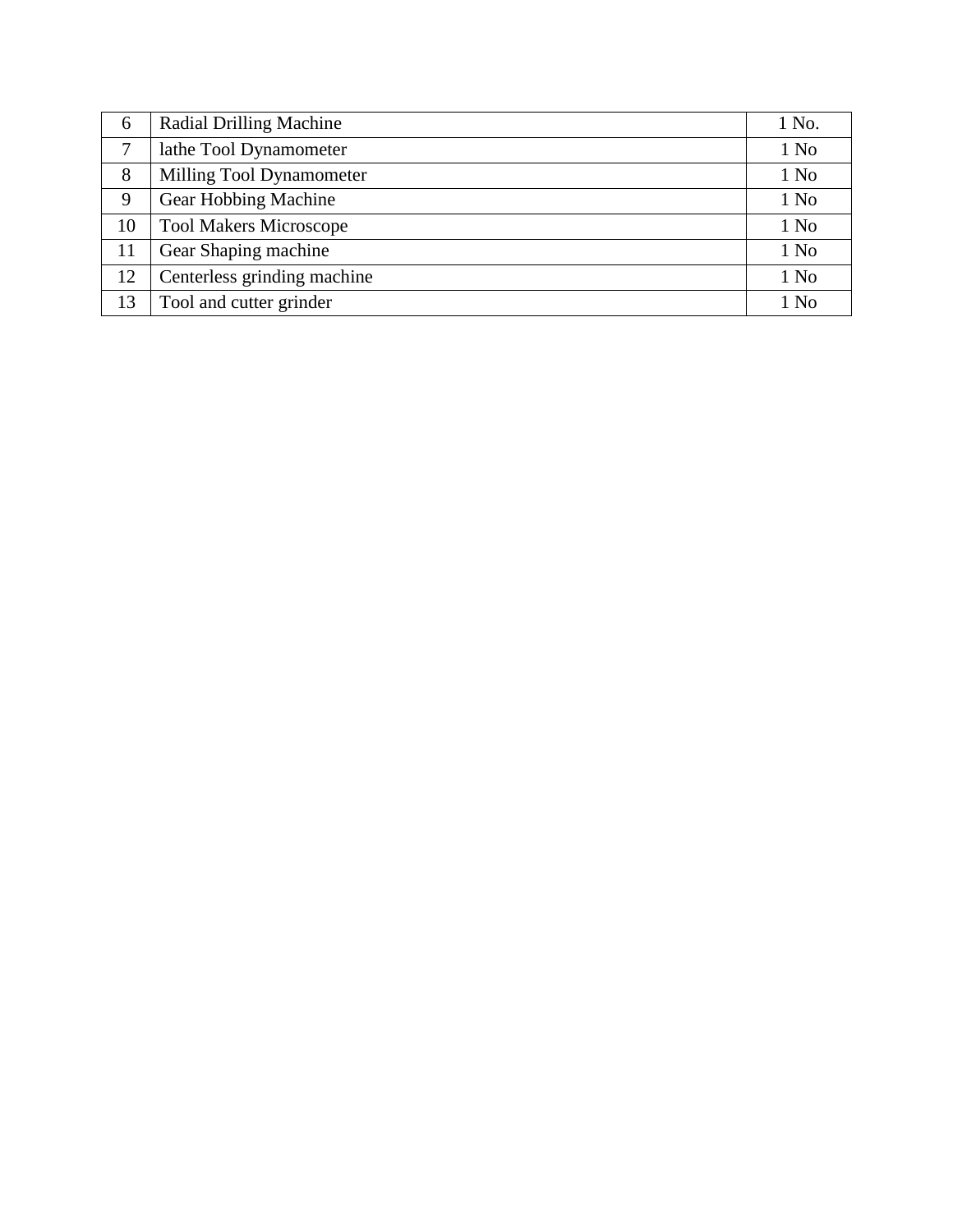| | | |
|---|---|---|
| 6 | Radial Drilling Machine | 1 No. |
| 7 | lathe Tool Dynamometer | 1 No |
| 8 | Milling Tool Dynamometer | 1 No |
| 9 | Gear Hobbing Machine | 1 No |
| 10 | Tool Makers Microscope | 1 No |
| 11 | Gear Shaping machine | 1 No |
| 12 | Centerless grinding machine | 1 No |
| 13 | Tool and cutter grinder | 1 No |